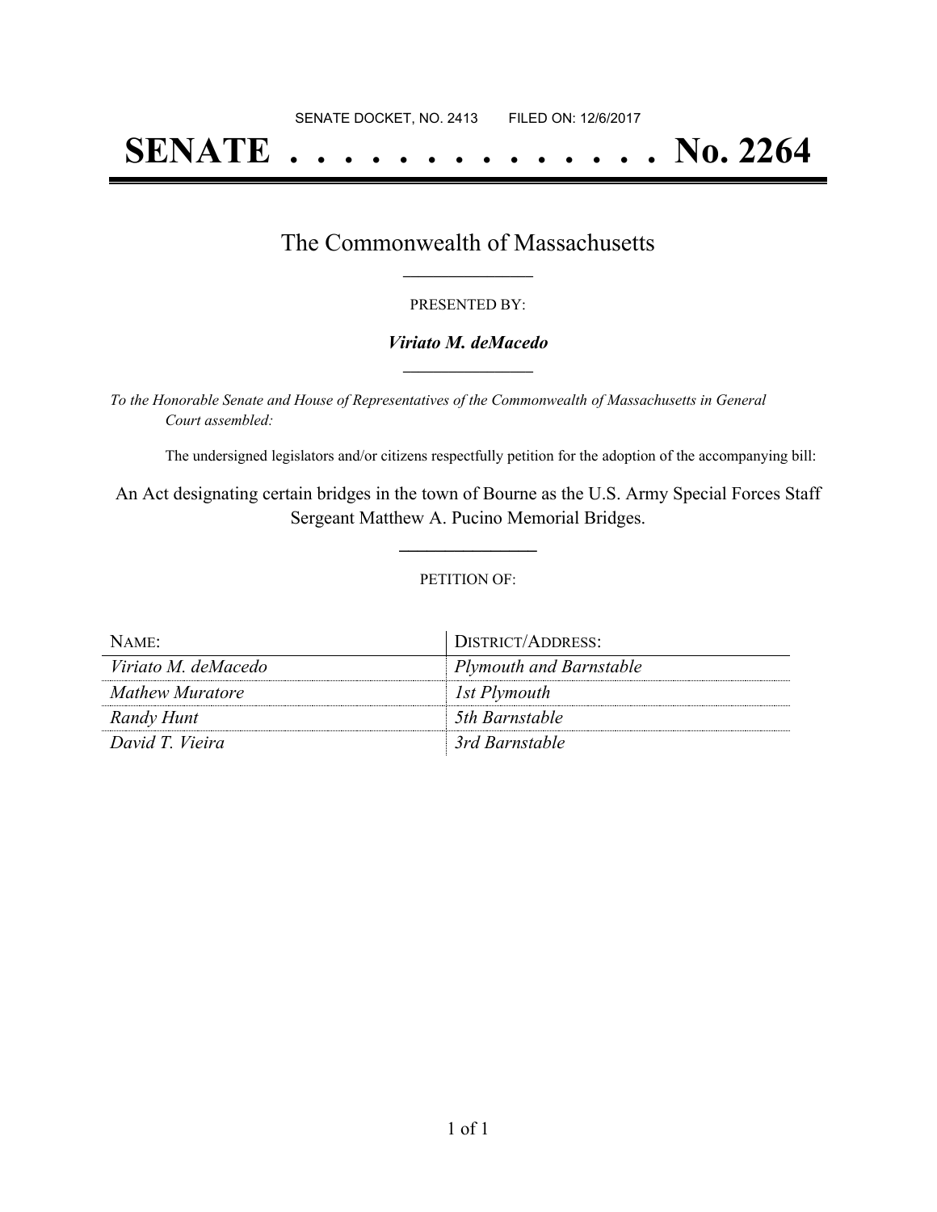SENATE DOCKET, NO. 2413 FILED ON: 12/6/2017

# SENATE . . . . . . . . . . . . . . No. 2264

## The Commonwealth of Massachusetts

PRESENTED BY:

***Viriato M. deMacedo***

*To the Honorable Senate and House of Representatives of the Commonwealth of Massachusetts in General Court assembled:*

The undersigned legislators and/or citizens respectfully petition for the adoption of the accompanying bill:

An Act designating certain bridges in the town of Bourne as the U.S. Army Special Forces Staff Sergeant Matthew A. Pucino Memorial Bridges.

PETITION OF:

| NAME: | DISTRICT/ADDRESS: |
| --- | --- |
| *Viriato M. deMacedo* | *Plymouth and Barnstable* |
| *Mathew Muratore* | *1st Plymouth* |
| *Randy Hunt* | *5th Barnstable* |
| *David T. Vieira* | *3rd Barnstable* |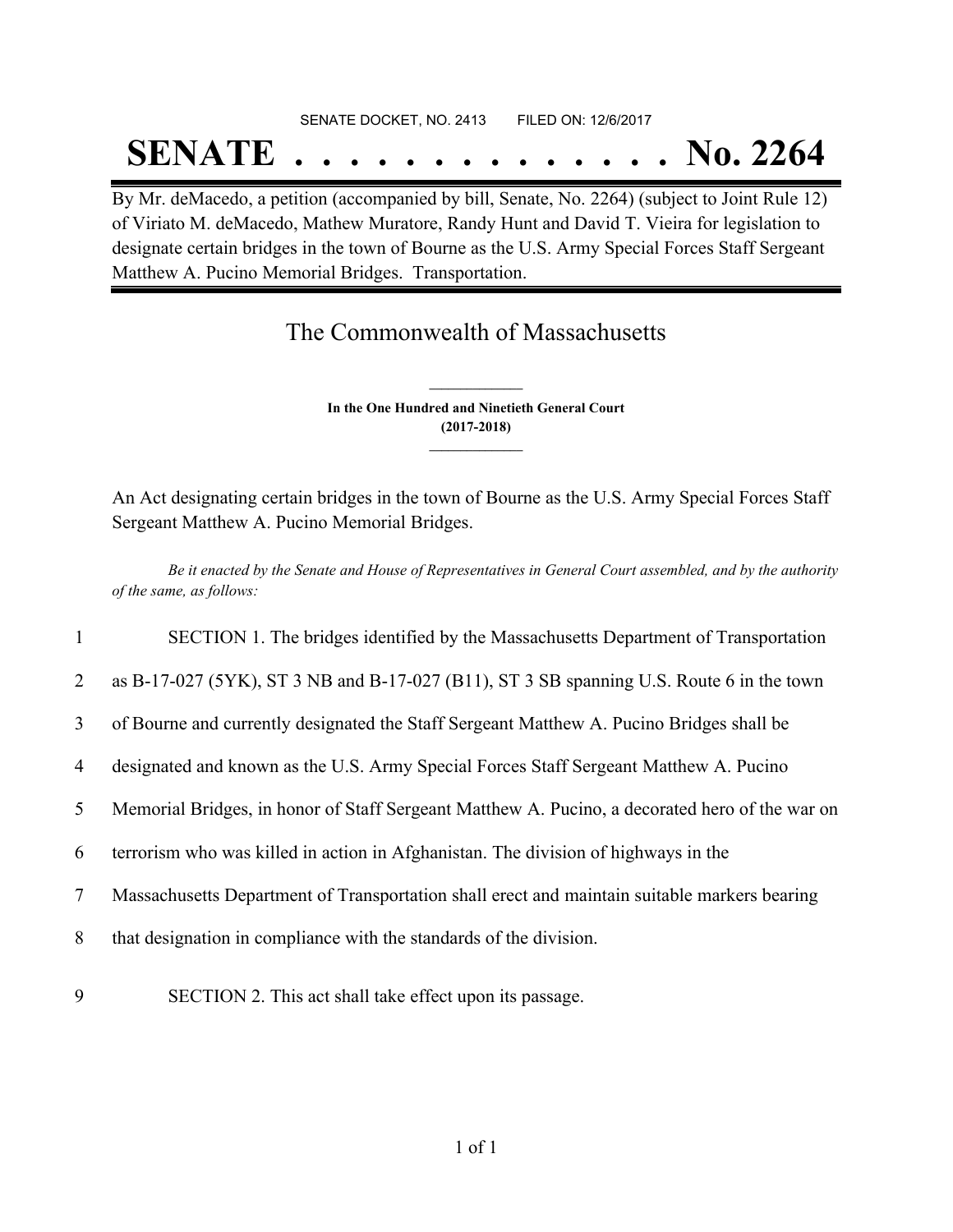SENATE DOCKET, NO. 2413        FILED ON: 12/6/2017

# SENATE . . . . . . . . . . . . . . No. 2264

By Mr. deMacedo, a petition (accompanied by bill, Senate, No. 2264) (subject to Joint Rule 12) of Viriato M. deMacedo, Mathew Muratore, Randy Hunt and David T. Vieira for legislation to designate certain bridges in the town of Bourne as the U.S. Army Special Forces Staff Sergeant Matthew A. Pucino Memorial Bridges. Transportation.

## The Commonwealth of Massachusetts

**In the One Hundred and Ninetieth General Court**
**(2017-2018)**

An Act designating certain bridges in the town of Bourne as the U.S. Army Special Forces Staff Sergeant Matthew A. Pucino Memorial Bridges.

*Be it enacted by the Senate and House of Representatives in General Court assembled, and by the authority of the same, as follows:*

1 SECTION 1. The bridges identified by the Massachusetts Department of Transportation
2 as B-17-027 (5YK), ST 3 NB and B-17-027 (B11), ST 3 SB spanning U.S. Route 6 in the town
3 of Bourne and currently designated the Staff Sergeant Matthew A. Pucino Bridges shall be
4 designated and known as the U.S. Army Special Forces Staff Sergeant Matthew A. Pucino
5 Memorial Bridges, in honor of Staff Sergeant Matthew A. Pucino, a decorated hero of the war on
6 terrorism who was killed in action in Afghanistan. The division of highways in the
7 Massachusetts Department of Transportation shall erect and maintain suitable markers bearing
8 that designation in compliance with the standards of the division.

9 SECTION 2. This act shall take effect upon its passage.